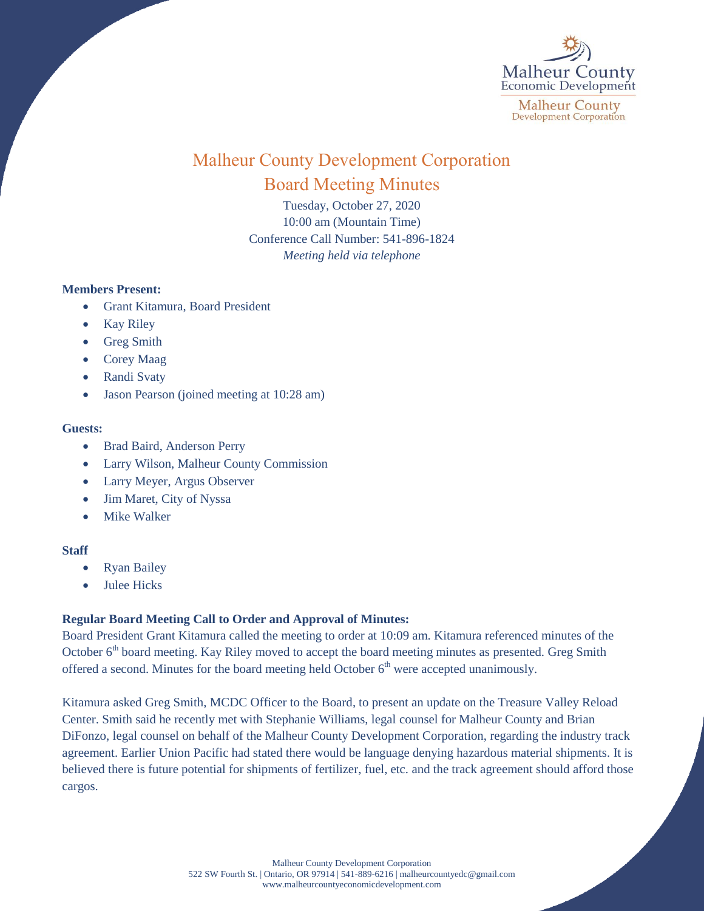# Malheur County Development Corporation

## Board Meeting Minutes

Tuesday, October 27, 2020
10:00 am (Mountain Time)
Conference Call Number: 541-896-1824
*Meeting held via telephone*

**Members Present:**

- Grant Kitamura, Board President
- Kay Riley
- Greg Smith
- Corey Maag
- Randi Svaty
- Jason Pearson (joined meeting at 10:28 am)

**Guests:**

- Brad Baird, Anderson Perry
- Larry Wilson, Malheur County Commission
- Larry Meyer, Argus Observer
- Jim Maret, City of Nyssa
- Mike Walker

**Staff**

- Ryan Bailey
- Julee Hicks

**Regular Board Meeting Call to Order and Approval of Minutes:**

Board President Grant Kitamura called the meeting to order at 10:09 am. Kitamura referenced minutes of the October 6th board meeting. Kay Riley moved to accept the board meeting minutes as presented. Greg Smith offered a second. Minutes for the board meeting held October 6th were accepted unanimously.

Kitamura asked Greg Smith, MCDC Officer to the Board, to present an update on the Treasure Valley Reload Center. Smith said he recently met with Stephanie Williams, legal counsel for Malheur County and Brian DiFonzo, legal counsel on behalf of the Malheur County Development Corporation, regarding the industry track agreement. Earlier Union Pacific had stated there would be language denying hazardous material shipments. It is believed there is future potential for shipments of fertilizer, fuel, etc. and the track agreement should afford those cargos.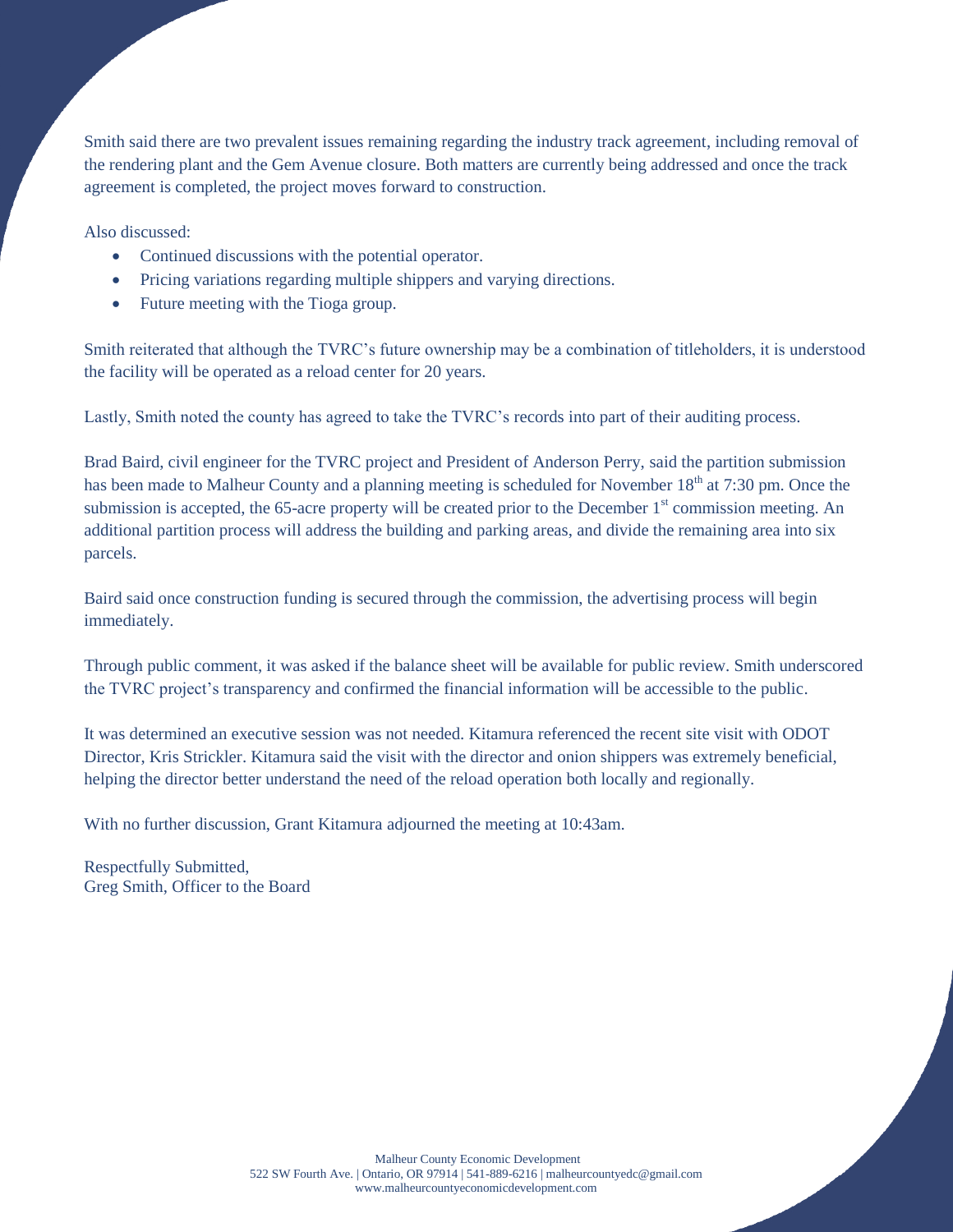Smith said there are two prevalent issues remaining regarding the industry track agreement, including removal of the rendering plant and the Gem Avenue closure. Both matters are currently being addressed and once the track agreement is completed, the project moves forward to construction.

Also discussed:

- Continued discussions with the potential operator.
- Pricing variations regarding multiple shippers and varying directions.
- Future meeting with the Tioga group.

Smith reiterated that although the TVRC's future ownership may be a combination of titleholders, it is understood the facility will be operated as a reload center for 20 years.

Lastly, Smith noted the county has agreed to take the TVRC's records into part of their auditing process.

Brad Baird, civil engineer for the TVRC project and President of Anderson Perry, said the partition submission has been made to Malheur County and a planning meeting is scheduled for November 18th at 7:30 pm. Once the submission is accepted, the 65-acre property will be created prior to the December 1st commission meeting. An additional partition process will address the building and parking areas, and divide the remaining area into six parcels.

Baird said once construction funding is secured through the commission, the advertising process will begin immediately.

Through public comment, it was asked if the balance sheet will be available for public review. Smith underscored the TVRC project's transparency and confirmed the financial information will be accessible to the public.

It was determined an executive session was not needed. Kitamura referenced the recent site visit with ODOT Director, Kris Strickler. Kitamura said the visit with the director and onion shippers was extremely beneficial, helping the director better understand the need of the reload operation both locally and regionally.

With no further discussion, Grant Kitamura adjourned the meeting at 10:43am.

Respectfully Submitted,
Greg Smith, Officer to the Board